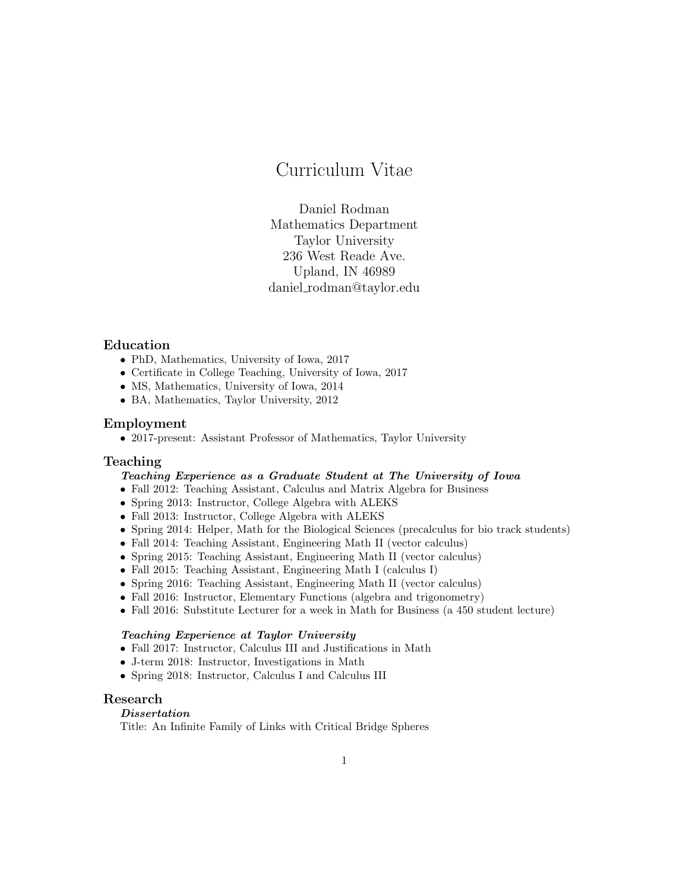# Curriculum Vitae

Daniel Rodman
Mathematics Department
Taylor University
236 West Reade Ave.
Upland, IN 46989
daniel_rodman@taylor.edu

## Education

- PhD, Mathematics, University of Iowa, 2017
- Certificate in College Teaching, University of Iowa, 2017
- MS, Mathematics, University of Iowa, 2014
- BA, Mathematics, Taylor University, 2012

## Employment

- 2017-present: Assistant Professor of Mathematics, Taylor University

## Teaching

### *Teaching Experience as a Graduate Student at The University of Iowa*

- Fall 2012: Teaching Assistant, Calculus and Matrix Algebra for Business
- Spring 2013: Instructor, College Algebra with ALEKS
- Fall 2013: Instructor, College Algebra with ALEKS
- Spring 2014: Helper, Math for the Biological Sciences (precalculus for bio track students)
- Fall 2014: Teaching Assistant, Engineering Math II (vector calculus)
- Spring 2015: Teaching Assistant, Engineering Math II (vector calculus)
- Fall 2015: Teaching Assistant, Engineering Math I (calculus I)
- Spring 2016: Teaching Assistant, Engineering Math II (vector calculus)
- Fall 2016: Instructor, Elementary Functions (algebra and trigonometry)
- Fall 2016: Substitute Lecturer for a week in Math for Business (a 450 student lecture)

### *Teaching Experience at Taylor University*

- Fall 2017: Instructor, Calculus III and Justifications in Math
- J-term 2018: Instructor, Investigations in Math
- Spring 2018: Instructor, Calculus I and Calculus III

## Research

### *Dissertation*

Title: An Infinite Family of Links with Critical Bridge Spheres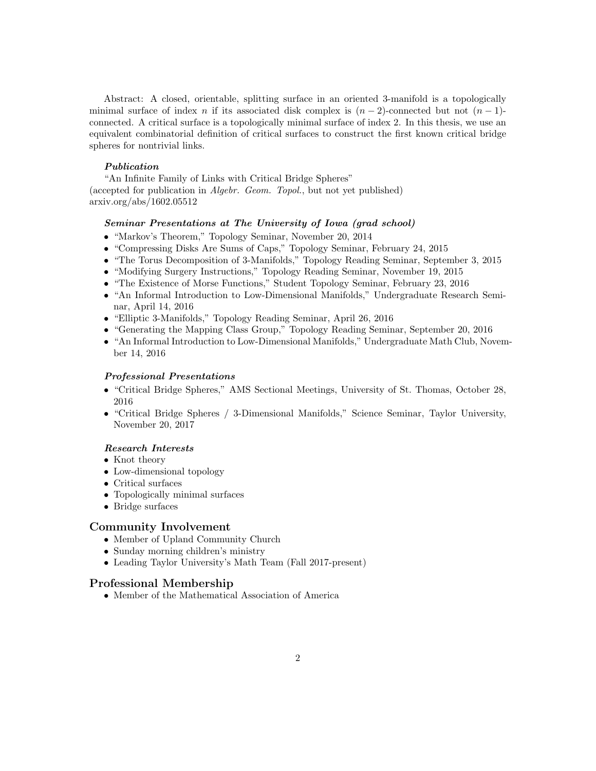Abstract: A closed, orientable, splitting surface in an oriented 3-manifold is a topologically minimal surface of index $n$ if its associated disk complex is $(n-2)$-connected but not $(n-1)$-connected. A critical surface is a topologically minimal surface of index 2. In this thesis, we use an equivalent combinatorial definition of critical surfaces to construct the first known critical bridge spheres for nontrivial links.

### *Publication*

"An Infinite Family of Links with Critical Bridge Spheres"
(accepted for publication in *Algebr. Geom. Topol.*, but not yet published)
arxiv.org/abs/1602.05512

### *Seminar Presentations at The University of Iowa (grad school)*

- "Markov's Theorem," Topology Seminar, November 20, 2014
- "Compressing Disks Are Sums of Caps," Topology Seminar, February 24, 2015
- "The Torus Decomposition of 3-Manifolds," Topology Reading Seminar, September 3, 2015
- "Modifying Surgery Instructions," Topology Reading Seminar, November 19, 2015
- "The Existence of Morse Functions," Student Topology Seminar, February 23, 2016
- "An Informal Introduction to Low-Dimensional Manifolds," Undergraduate Research Seminar, April 14, 2016
- "Elliptic 3-Manifolds," Topology Reading Seminar, April 26, 2016
- "Generating the Mapping Class Group," Topology Reading Seminar, September 20, 2016
- "An Informal Introduction to Low-Dimensional Manifolds," Undergraduate Math Club, November 14, 2016

### *Professional Presentations*

- "Critical Bridge Spheres," AMS Sectional Meetings, University of St. Thomas, October 28, 2016
- "Critical Bridge Spheres / 3-Dimensional Manifolds," Science Seminar, Taylor University, November 20, 2017

### *Research Interests*

- Knot theory
- Low-dimensional topology
- Critical surfaces
- Topologically minimal surfaces
- Bridge surfaces

## Community Involvement

- Member of Upland Community Church
- Sunday morning children's ministry
- Leading Taylor University's Math Team (Fall 2017-present)

## Professional Membership

- Member of the Mathematical Association of America